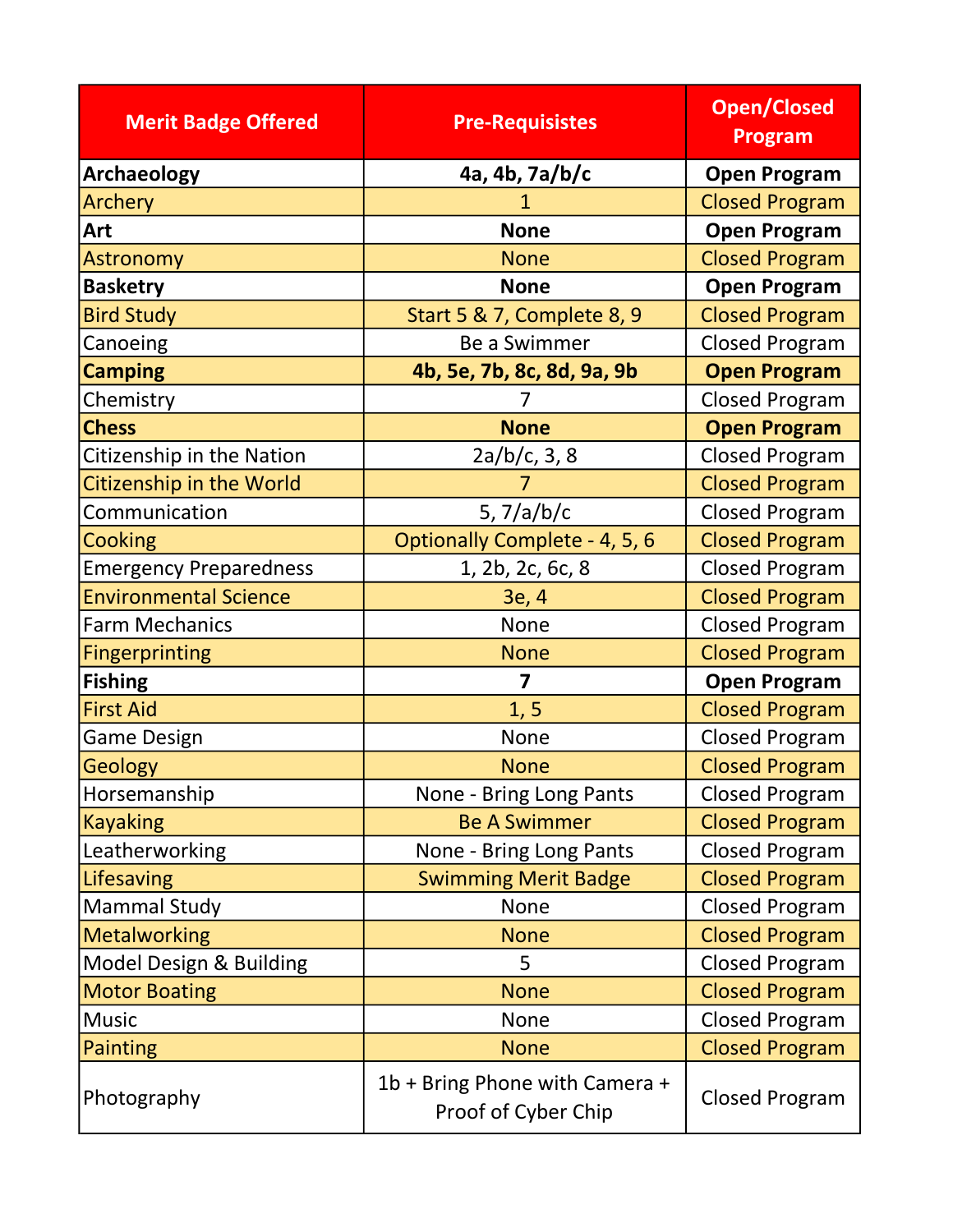| Merit Badge Offered | Pre-Requisistes | Open/Closed Program |
|---|---|---|
| **Archaeology** | **4a, 4b, 7a/b/c** | **Open Program** |
| Archery | 1 | Closed Program |
| **Art** | **None** | **Open Program** |
| Astronomy | None | Closed Program |
| **Basketry** | **None** | **Open Program** |
| Bird Study | Start 5 & 7, Complete 8, 9 | Closed Program |
| Canoeing | Be a Swimmer | Closed Program |
| **Camping** | **4b, 5e, 7b, 8c, 8d, 9a, 9b** | **Open Program** |
| Chemistry | 7 | Closed Program |
| **Chess** | **None** | **Open Program** |
| Citizenship in the Nation | 2a/b/c, 3, 8 | Closed Program |
| Citizenship in the World | 7 | Closed Program |
| Communication | 5, 7/a/b/c | Closed Program |
| Cooking | Optionally Complete - 4, 5, 6 | Closed Program |
| Emergency Preparedness | 1, 2b, 2c, 6c, 8 | Closed Program |
| Environmental Science | 3e, 4 | Closed Program |
| Farm Mechanics | None | Closed Program |
| Fingerprinting | None | Closed Program |
| **Fishing** | **7** | **Open Program** |
| First Aid | 1, 5 | Closed Program |
| Game Design | None | Closed Program |
| Geology | None | Closed Program |
| Horsemanship | None - Bring Long Pants | Closed Program |
| Kayaking | Be A Swimmer | Closed Program |
| Leatherworking | None - Bring Long Pants | Closed Program |
| Lifesaving | Swimming Merit Badge | Closed Program |
| Mammal Study | None | Closed Program |
| Metalworking | None | Closed Program |
| Model Design & Building | 5 | Closed Program |
| Motor Boating | None | Closed Program |
| Music | None | Closed Program |
| Painting | None | Closed Program |
| Photography | 1b + Bring Phone with Camera + Proof of Cyber Chip | Closed Program |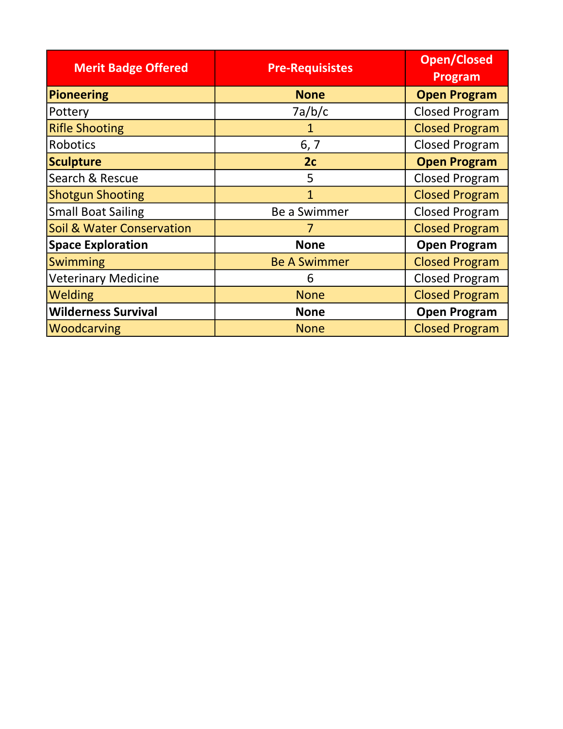| Merit Badge Offered | Pre-Requisistes | Open/Closed Program |
|---|---|---|
| **Pioneering** | **None** | **Open Program** |
| Pottery | 7a/b/c | Closed Program |
| Rifle Shooting | 1 | Closed Program |
| Robotics | 6, 7 | Closed Program |
| **Sculpture** | **2c** | **Open Program** |
| Search & Rescue | 5 | Closed Program |
| Shotgun Shooting | 1 | Closed Program |
| Small Boat Sailing | Be a Swimmer | Closed Program |
| Soil & Water Conservation | 7 | Closed Program |
| **Space Exploration** | **None** | **Open Program** |
| Swimming | Be A Swimmer | Closed Program |
| Veterinary Medicine | 6 | Closed Program |
| Welding | None | Closed Program |
| **Wilderness Survival** | **None** | **Open Program** |
| Woodcarving | None | Closed Program |